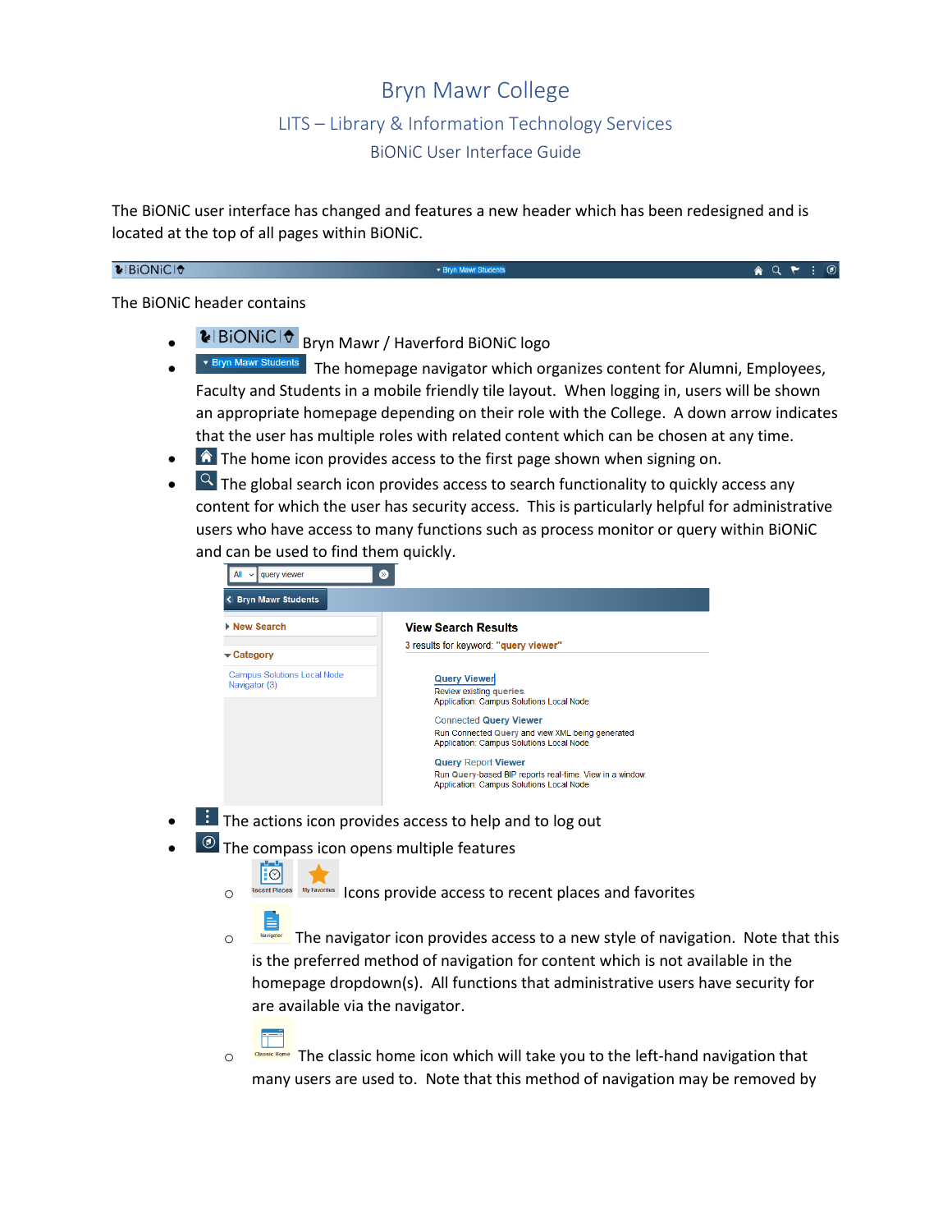# Bryn Mawr College

## LITS – Library & Information Technology Services

### BiONiC User Interface Guide

The BiONiC user interface has changed and features a new header which has been redesigned and is located at the top of all pages within BiONiC.

The BiONiC header contains

- Bryn Mawr / Haverford BiONiC logo
- The homepage navigator which organizes content for Alumni, Employees, Faculty and Students in a mobile friendly tile layout. When logging in, users will be shown an appropriate homepage depending on their role with the College. A down arrow indicates that the user has multiple roles with related content which can be chosen at any time.
- The home icon provides access to the first page shown when signing on.
- The global search icon provides access to search functionality to quickly access any content for which the user has security access. This is particularly helpful for administrative users who have access to many functions such as process monitor or query within BiONiC and can be used to find them quickly.
- The actions icon provides access to help and to log out
- The compass icon opens multiple features
  - Icons provide access to recent places and favorites
  - The navigator icon provides access to a new style of navigation. Note that this is the preferred method of navigation for content which is not available in the homepage dropdown(s). All functions that administrative users have security for are available via the navigator.
  - The classic home icon which will take you to the left-hand navigation that many users are used to. Note that this method of navigation may be removed by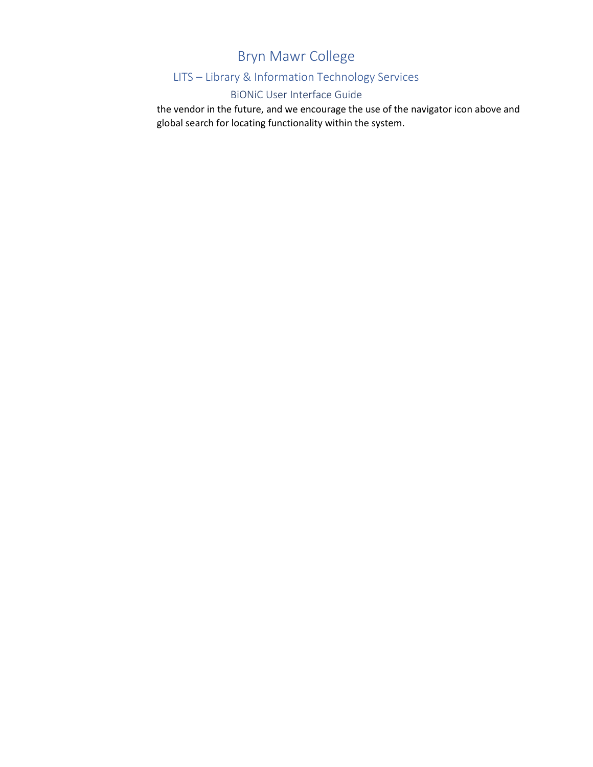the vendor in the future, and we encourage the use of the navigator icon above and global search for locating functionality within the system.